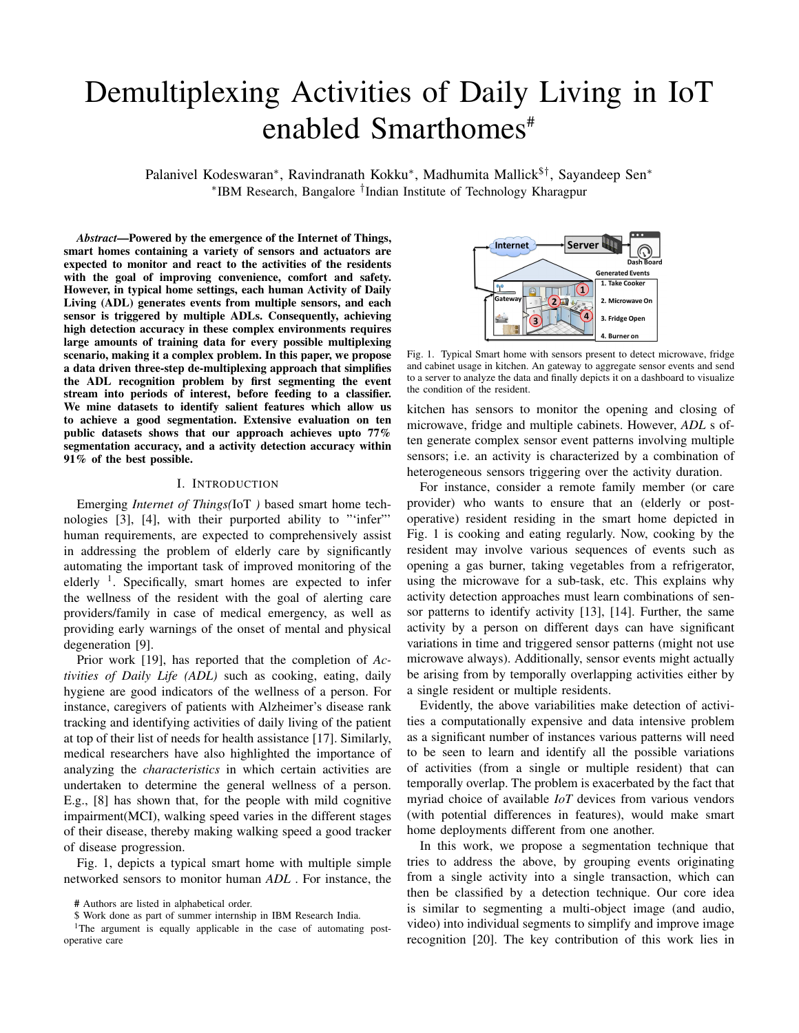# Demultiplexing Activities of Daily Living in IoT enabled Smarthomes[#]

Palanivel Kodeswaran[*], Ravindranath Kokku[*], Madhumita Mallick[$†], Sayandeep Sen[*]
[*]IBM Research, Bangalore [†]Indian Institute of Technology Kharagpur

***Abstract*—Powered by the emergence of the Internet of Things, smart homes containing a variety of sensors and actuators are expected to monitor and react to the activities of the residents with the goal of improving convenience, comfort and safety. However, in typical home settings, each human Activity of Daily Living (ADL) generates events from multiple sensors, and each sensor is triggered by multiple ADLs. Consequently, achieving high detection accuracy in these complex environments requires large amounts of training data for every possible multiplexing scenario, making it a complex problem. In this paper, we propose a data driven three-step de-multiplexing approach that simplifies the ADL recognition problem by first segmenting the event stream into periods of interest, before feeding to a classifier. We mine datasets to identify salient features which allow us to achieve a good segmentation. Extensive evaluation on ten public datasets shows that our approach achieves upto 77% segmentation accuracy, and a activity detection accuracy within 91% of the best possible.**

## I. Introduction

Emerging *Internet of Things(*IoT *)* based smart home technologies [3], [4], with their purported ability to "'infer"' human requirements, are expected to comprehensively assist in addressing the problem of elderly care by significantly automating the important task of improved monitoring of the elderly [1]. Specifically, smart homes are expected to infer the wellness of the resident with the goal of alerting care providers/family in case of medical emergency, as well as providing early warnings of the onset of mental and physical degeneration [9].

Prior work [19], has reported that the completion of *Activities of Daily Life (ADL)* such as cooking, eating, daily hygiene are good indicators of the wellness of a person. For instance, caregivers of patients with Alzheimer's disease rank tracking and identifying activities of daily living of the patient at top of their list of needs for health assistance [17]. Similarly, medical researchers have also highlighted the importance of analyzing the *characteristics* in which certain activities are undertaken to determine the general wellness of a person. E.g., [8] has shown that, for the people with mild cognitive impairment(MCI), walking speed varies in the different stages of their disease, thereby making walking speed a good tracker of disease progression.

Fig. 1, depicts a typical smart home with multiple simple networked sensors to monitor human *ADL* . For instance, the kitchen has sensors to monitor the opening and closing of microwave, fridge and multiple cabinets. However, *ADL* s often generate complex sensor event patterns involving multiple sensors; i.e. an activity is characterized by a combination of heterogeneous sensors triggering over the activity duration.

Fig. 1. Typical Smart home with sensors present to detect microwave, fridge and cabinet usage in kitchen. An gateway to aggregate sensor events and send to a server to analyze the data and finally depicts it on a dashboard to visualize the condition of the resident.

For instance, consider a remote family member (or care provider) who wants to ensure that an (elderly or post-operative) resident residing in the smart home depicted in Fig. 1 is cooking and eating regularly. Now, cooking by the resident may involve various sequences of events such as opening a gas burner, taking vegetables from a refrigerator, using the microwave for a sub-task, etc. This explains why activity detection approaches must learn combinations of sensor patterns to identify activity [13], [14]. Further, the same activity by a person on different days can have significant variations in time and triggered sensor patterns (might not use microwave always). Additionally, sensor events might actually be arising from by temporally overlapping activities either by a single resident or multiple residents.

Evidently, the above variabilities make detection of activities a computationally expensive and data intensive problem as a significant number of instances various patterns will need to be seen to learn and identify all the possible variations of activities (from a single or multiple resident) that can temporally overlap. The problem is exacerbated by the fact that myriad choice of available *IoT* devices from various vendors (with potential differences in features), would make smart home deployments different from one another.

In this work, we propose a segmentation technique that tries to address the above, by grouping events originating from a single activity into a single transaction, which can then be classified by a detection technique. Our core idea is similar to segmenting a multi-object image (and audio, video) into individual segments to simplify and improve image recognition [20]. The key contribution of this work lies in

# Authors are listed in alphabetical order.

$ Work done as part of summer internship in IBM Research India.

[1]The argument is equally applicable in the case of automating post-operative care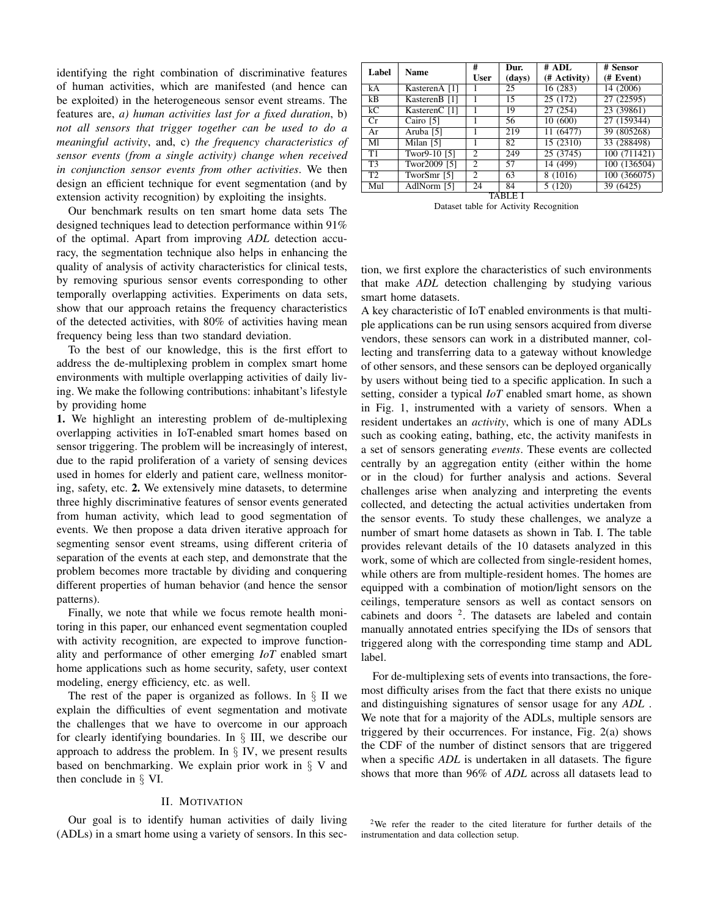identifying the right combination of discriminative features of human activities, which are manifested (and hence can be exploited) in the heterogeneous sensor event streams. The features are, *a) human activities last for a fixed duration*, b) *not all sensors that trigger together can be used to do a meaningful activity*, and, c) *the frequency characteristics of sensor events (from a single activity) change when received in conjunction sensor events from other activities*. We then design an efficient technique for event segmentation (and by extension activity recognition) by exploiting the insights.

Our benchmark results on ten smart home data sets The designed techniques lead to detection performance within 91% of the optimal. Apart from improving *ADL* detection accuracy, the segmentation technique also helps in enhancing the quality of analysis of activity characteristics for clinical tests, by removing spurious sensor events corresponding to other temporally overlapping activities. Experiments on data sets, show that our approach retains the frequency characteristics of the detected activities, with 80% of activities having mean frequency being less than two standard deviation.

To the best of our knowledge, this is the first effort to address the de-multiplexing problem in complex smart home environments with multiple overlapping activities of daily living. We make the following contributions: inhabitant's lifestyle by providing home

**1.** We highlight an interesting problem of de-multiplexing overlapping activities in IoT-enabled smart homes based on sensor triggering. The problem will be increasingly of interest, due to the rapid proliferation of a variety of sensing devices used in homes for elderly and patient care, wellness monitoring, safety, etc. **2.** We extensively mine datasets, to determine three highly discriminative features of sensor events generated from human activity, which lead to good segmentation of events. We then propose a data driven iterative approach for segmenting sensor event streams, using different criteria of separation of the events at each step, and demonstrate that the problem becomes more tractable by dividing and conquering different properties of human behavior (and hence the sensor patterns).

Finally, we note that while we focus remote health monitoring in this paper, our enhanced event segmentation coupled with activity recognition, are expected to improve functionality and performance of other emerging *IoT* enabled smart home applications such as home security, safety, user context modeling, energy efficiency, etc. as well.

The rest of the paper is organized as follows. In § II we explain the difficulties of event segmentation and motivate the challenges that we have to overcome in our approach for clearly identifying boundaries. In § III, we describe our approach to address the problem. In § IV, we present results based on benchmarking. We explain prior work in § V and then conclude in § VI.

## II. Motivation

Our goal is to identify human activities of daily living (ADLs) in a smart home using a variety of sensors. In this section, we first explore the characteristics of such environments that make *ADL* detection challenging by studying various smart home datasets.

| Label | Name | # User | Dur. (days) | # ADL (# Activity) | # Sensor (# Event) |
|---|---|---|---|---|---|
| kA | KasterenA [1] | 1 | 25 | 16 (283) | 14 (2006) |
| kB | KasterenB [1] | 1 | 15 | 25 (172) | 27 (22595) |
| kC | KasterenC [1] | 1 | 19 | 27 (254) | 23 (39861) |
| Cr | Cairo [5] | 1 | 56 | 10 (600) | 27 (159344) |
| Ar | Aruba [5] | 1 | 219 | 11 (6477) | 39 (805268) |
| Ml | Milan [5] | 1 | 82 | 15 (2310) | 33 (288498) |
| T1 | Twor9-10 [5] | 2 | 249 | 25 (3745) | 100 (711421) |
| T3 | Twor2009 [5] | 2 | 57 | 14 (499) | 100 (136504) |
| T2 | TworSmr [5] | 2 | 63 | 8 (1016) | 100 (366075) |
| Mul | AdlNorm [5] | 24 | 84 | 5 (120) | 39 (6425) |

TABLE I
Dataset table for Activity Recognition

A key characteristic of IoT enabled environments is that multiple applications can be run using sensors acquired from diverse vendors, these sensors can work in a distributed manner, collecting and transferring data to a gateway without knowledge of other sensors, and these sensors can be deployed organically by users without being tied to a specific application. In such a setting, consider a typical *IoT* enabled smart home, as shown in Fig. 1, instrumented with a variety of sensors. When a resident undertakes an *activity*, which is one of many ADLs such as cooking eating, bathing, etc, the activity manifests in a set of sensors generating *events*. These events are collected centrally by an aggregation entity (either within the home or in the cloud) for further analysis and actions. Several challenges arise when analyzing and interpreting the events collected, and detecting the actual activities undertaken from the sensor events. To study these challenges, we analyze a number of smart home datasets as shown in Tab. I. The table provides relevant details of the 10 datasets analyzed in this work, some of which are collected from single-resident homes, while others are from multiple-resident homes. The homes are equipped with a combination of motion/light sensors on the ceilings, temperature sensors as well as contact sensors on cabinets and doors [2]. The datasets are labeled and contain manually annotated entries specifying the IDs of sensors that triggered along with the corresponding time stamp and ADL label.

For de-multiplexing sets of events into transactions, the foremost difficulty arises from the fact that there exists no unique and distinguishing signatures of sensor usage for any *ADL* . We note that for a majority of the ADLs, multiple sensors are triggered by their occurrences. For instance, Fig. 2(a) shows the CDF of the number of distinct sensors that are triggered when a specific *ADL* is undertaken in all datasets. The figure shows that more than 96% of *ADL* across all datasets lead to

[2]We refer the reader to the cited literature for further details of the instrumentation and data collection setup.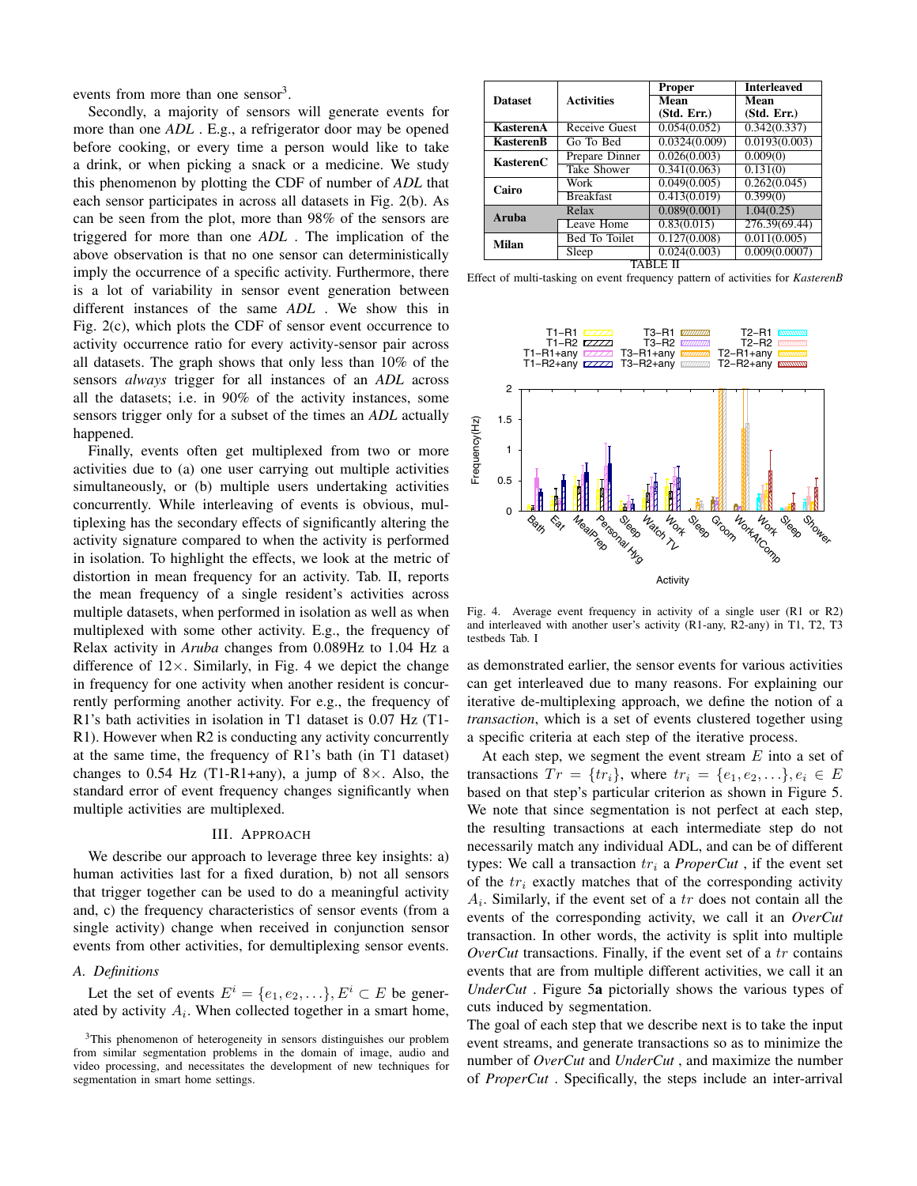events from more than one sensor[3].

Secondly, a majority of sensors will generate events for more than one *ADL* . E.g., a refrigerator door may be opened before cooking, or every time a person would like to take a drink, or when picking a snack or a medicine. We study this phenomenon by plotting the CDF of number of *ADL* that each sensor participates in across all datasets in Fig. 2(b). As can be seen from the plot, more than 98% of the sensors are triggered for more than one *ADL* . The implication of the above observation is that no one sensor can deterministically imply the occurrence of a specific activity. Furthermore, there is a lot of variability in sensor event generation between different instances of the same *ADL* . We show this in Fig. 2(c), which plots the CDF of sensor event occurrence to activity occurrence ratio for every activity-sensor pair across all datasets. The graph shows that only less than 10% of the sensors *always* trigger for all instances of an *ADL* across all the datasets; i.e. in 90% of the activity instances, some sensors trigger only for a subset of the times an *ADL* actually happened.

Finally, events often get multiplexed from two or more activities due to (a) one user carrying out multiple activities simultaneously, or (b) multiple users undertaking activities concurrently. While interleaving of events is obvious, multiplexing has the secondary effects of significantly altering the activity signature compared to when the activity is performed in isolation. To highlight the effects, we look at the metric of distortion in mean frequency for an activity. Tab. II, reports the mean frequency of a single resident's activities across multiple datasets, when performed in isolation as well as when multiplexed with some other activity. E.g., the frequency of Relax activity in *Aruba* changes from 0.089Hz to 1.04 Hz a difference of 12×. Similarly, in Fig. 4 we depict the change in frequency for one activity when another resident is concurrently performing another activity. For e.g., the frequency of R1's bath activities in isolation in T1 dataset is 0.07 Hz (T1-R1). However when R2 is conducting any activity concurrently at the same time, the frequency of R1's bath (in T1 dataset) changes to 0.54 Hz (T1-R1+any), a jump of 8×. Also, the standard error of event frequency changes significantly when multiple activities are multiplexed.

## III. Approach

We describe our approach to leverage three key insights: a) human activities last for a fixed duration, b) not all sensors that trigger together can be used to do a meaningful activity and, c) the frequency characteristics of sensor events (from a single activity) change when received in conjunction sensor events from other activities, for demultiplexing sensor events.

### A. Definitions

Let the set of events $E^i = \{e_1, e_2, \ldots\}, E^i \subset E$ be generated by activity $A_i$. When collected together in a smart home,

[3]This phenomenon of heterogeneity in sensors distinguishes our problem from similar segmentation problems in the domain of image, audio and video processing, and necessitates the development of new techniques for segmentation in smart home settings.

| Dataset | Activities | Proper | Interleaved |
|---|---|---|---|
| | | Mean (Std. Err.) | Mean (Std. Err.) |
| **KasterenA** | Receive Guest | 0.054(0.052) | 0.342(0.337) |
| **KasterenB** | Go To Bed | 0.0324(0.009) | 0.0193(0.003) |
| **KasterenC** | Prepare Dinner | 0.026(0.003) | 0.009(0) |
| | Take Shower | 0.341(0.063) | 0.131(0) |
| **Cairo** | Work | 0.049(0.005) | 0.262(0.045) |
| | Breakfast | 0.413(0.019) | 0.399(0) |
| **Aruba** | Relax | 0.089(0.001) | 1.04(0.25) |
| | Leave Home | 0.83(0.015) | 276.39(69.44) |
| **Milan** | Bed To Toilet | 0.127(0.008) | 0.011(0.005) |
| | Sleep | 0.024(0.003) | 0.009(0.0007) |

TABLE II

Effect of multi-tasking on event frequency pattern of activities for *KasterenB*

Fig. 4. Average event frequency in activity of a single user (R1 or R2) and interleaved with another user's activity (R1-any, R2-any) in T1, T2, T3 testbeds Tab. I

as demonstrated earlier, the sensor events for various activities can get interleaved due to many reasons. For explaining our iterative de-multiplexing approach, we define the notion of a *transaction*, which is a set of events clustered together using a specific criteria at each step of the iterative process.

At each step, we segment the event stream $E$ into a set of transactions $Tr = \{tr_i\}$, where $tr_i = \{e_1, e_2, \ldots\}, e_i \in E$ based on that step's particular criterion as shown in Figure 5. We note that since segmentation is not perfect at each step, the resulting transactions at each intermediate step do not necessarily match any individual ADL, and can be of different types: We call a transaction $tr_i$ a *ProperCut* , if the event set of the $tr_i$ exactly matches that of the corresponding activity $A_i$. Similarly, if the event set of a $tr$ does not contain all the events of the corresponding activity, we call it an *OverCut* transaction. In other words, the activity is split into multiple *OverCut* transactions. Finally, if the event set of a $tr$ contains events that are from multiple different activities, we call it an *UnderCut* . Figure 5**a** pictorially shows the various types of cuts induced by segmentation.

The goal of each step that we describe next is to take the input event streams, and generate transactions so as to minimize the number of *OverCut* and *UnderCut* , and maximize the number of *ProperCut* . Specifically, the steps include an inter-arrival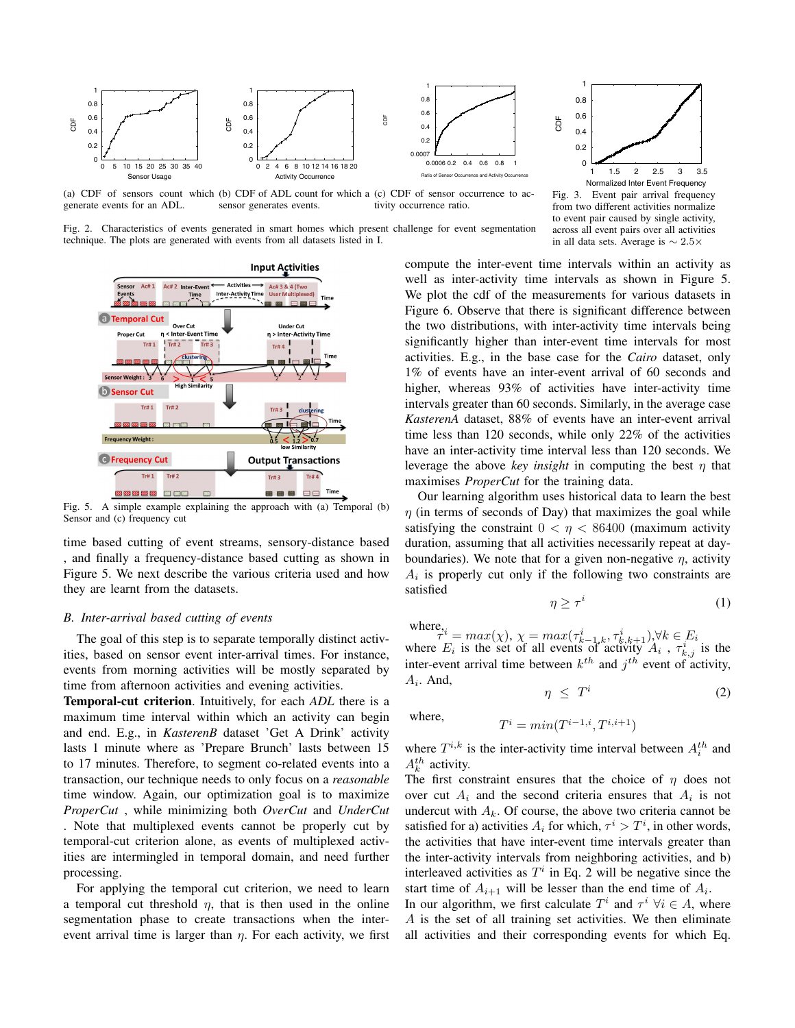(a) CDF of sensors count which generate events for an ADL.

(b) CDF of ADL count for which a sensor generates events.

(c) CDF of sensor occurrence to activity occurrence ratio.

Fig. 2. Characteristics of events generated in smart homes which present challenge for event segmentation technique. The plots are generated with events from all datasets listed in I.

Fig. 3. Event pair arrival frequency from two different activities normalize to event pair caused by single activity, across all event pairs over all activities in all data sets. Average is $\sim 2.5\times$

Fig. 5. A simple example explaining the approach with (a) Temporal (b) Sensor and (c) frequency cut

time based cutting of event streams, sensory-distance based , and finally a frequency-distance based cutting as shown in Figure 5. We next describe the various criteria used and how they are learnt from the datasets.

### B. Inter-arrival based cutting of events

The goal of this step is to separate temporally distinct activities, based on sensor event inter-arrival times. For instance, events from morning activities will be mostly separated by time from afternoon activities and evening activities.

**Temporal-cut criterion**. Intuitively, for each *ADL* there is a maximum time interval within which an activity can begin and end. E.g., in *KasterenB* dataset 'Get A Drink' activity lasts 1 minute where as 'Prepare Brunch' lasts between 15 to 17 minutes. Therefore, to segment co-related events into a transaction, our technique needs to only focus on a *reasonable* time window. Again, our optimization goal is to maximize *ProperCut* , while minimizing both *OverCut* and *UnderCut* . Note that multiplexed events cannot be properly cut by temporal-cut criterion alone, as events of multiplexed activities are intermingled in temporal domain, and need further processing.

For applying the temporal cut criterion, we need to learn a temporal cut threshold $\eta$, that is then used in the online segmentation phase to create transactions when the inter-event arrival time is larger than $\eta$. For each activity, we first compute the inter-event time intervals within an activity as well as inter-activity time intervals as shown in Figure 5. We plot the cdf of the measurements for various datasets in Figure 6. Observe that there is significant difference between the two distributions, with inter-activity time intervals being significantly higher than inter-event time intervals for most activities. E.g., in the base case for the *Cairo* dataset, only 1% of events have an inter-event arrival of 60 seconds and higher, whereas 93% of activities have inter-activity time intervals greater than 60 seconds. Similarly, in the average case *KasterenA* dataset, 88% of events have an inter-event arrival time less than 120 seconds, while only 22% of the activities have an inter-activity time interval less than 120 seconds. We leverage the above *key insight* in computing the best $\eta$ that maximises *ProperCut* for the training data.

Our learning algorithm uses historical data to learn the best $\eta$ (in terms of seconds of Day) that maximizes the goal while satisfying the constraint $0 < \eta < 86400$ (maximum activity duration, assuming that all activities necessarily repeat at day-boundaries). We note that for a given non-negative $\eta$, activity $A_i$ is properly cut only if the following two constraints are satisfied

$$\eta \geq \tau^i \tag{1}$$

where, $\tau^i = max(\chi)$, $\chi = max(\tau^i_{k-1,k}, \tau^i_{k,k+1})$,$\forall k \in E_i$ where $E_i$ is the set of all events of activity $A_i$ , $\tau^i_{k,j}$ is the inter-event arrival time between $k^{th}$ and $j^{th}$ event of activity, $A_i$. And,

$$\eta \ \leq \ T^i \tag{2}$$

where,

$$T^i = min(T^{i-1,i}, T^{i,i+1})$$

where $T^{i,k}$ is the inter-activity time interval between $A^{th}_i$ and $A^{th}_k$ activity.

The first constraint ensures that the choice of $\eta$ does not over cut $A_i$ and the second criteria ensures that $A_i$ is not undercut with $A_k$. Of course, the above two criteria cannot be satisfied for a) activities $A_i$ for which, $\tau^i > T^i$, in other words, the activities that have inter-event time intervals greater than the inter-activity intervals from neighboring activities, and b) interleaved activities as $T^i$ in Eq. 2 will be negative since the start time of $A_{i+1}$ will be lesser than the end time of $A_i$.

In our algorithm, we first calculate $T^i$ and $\tau^i$ $\forall i \in A$, where $A$ is the set of all training set activities. We then eliminate all activities and their corresponding events for which Eq.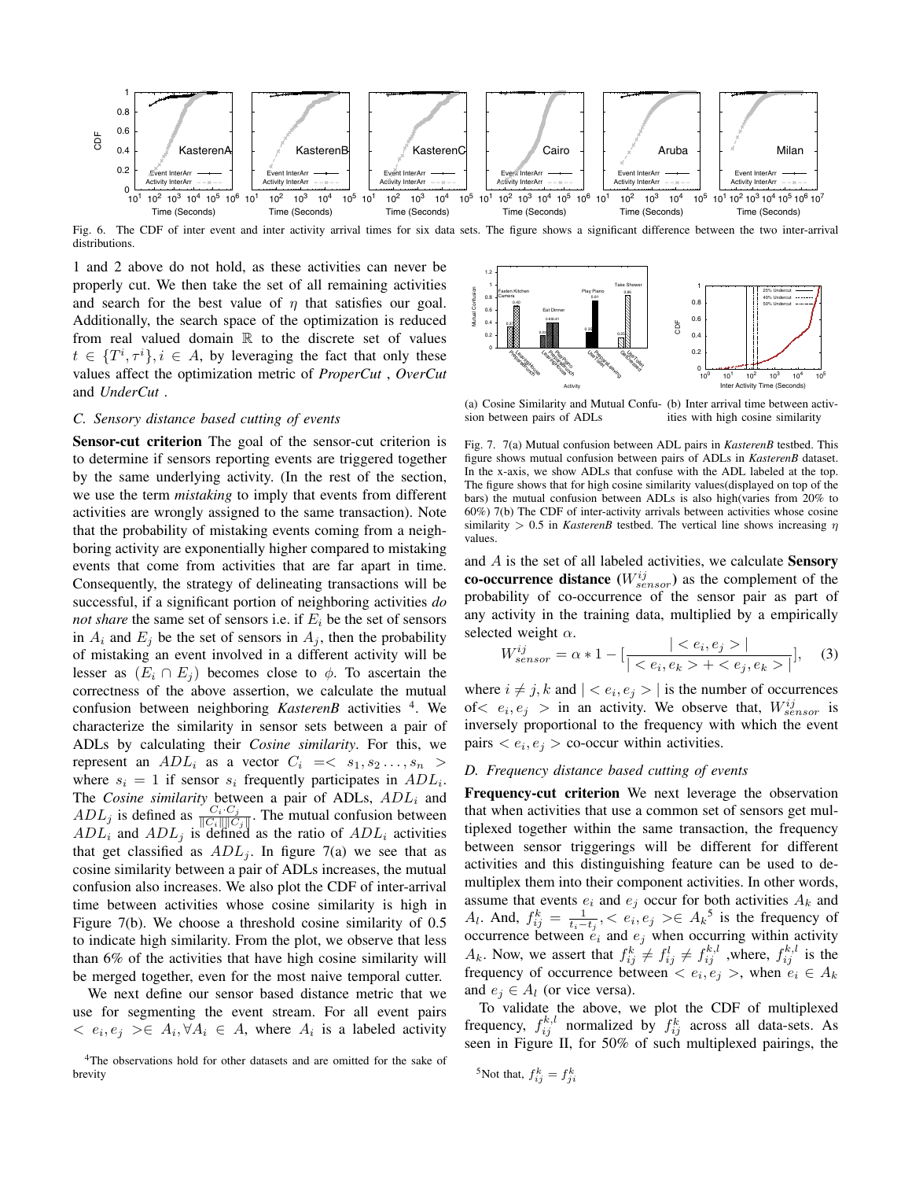Fig. 6. The CDF of inter event and inter activity arrival times for six data sets. The figure shows a significant difference between the two inter-arrival distributions.

1 and 2 above do not hold, as these activities can never be properly cut. We then take the set of all remaining activities and search for the best value of $\eta$ that satisfies our goal. Additionally, the search space of the optimization is reduced from real valued domain $\mathbb{R}$ to the discrete set of values $t \in \{T^i, \tau^i\}, i \in A$, by leveraging the fact that only these values affect the optimization metric of *ProperCut* , *OverCut* and *UnderCut* .

### C. Sensory distance based cutting of events

**Sensor-cut criterion** The goal of the sensor-cut criterion is to determine if sensors reporting events are triggered together by the same underlying activity. (In the rest of the section, we use the term *mistaking* to imply that events from different activities are wrongly assigned to the same transaction). Note that the probability of mistaking events coming from a neighboring activity are exponentially higher compared to mistaking events that come from activities that are far apart in time. Consequently, the strategy of delineating transactions will be successful, if a significant portion of neighboring activities *do not share* the same set of sensors i.e. if $E_i$ be the set of sensors in $A_i$ and $E_j$ be the set of sensors in $A_j$, then the probability of mistaking an event involved in a different activity will be lesser as $(E_i \cap E_j)$ becomes close to $\phi$. To ascertain the correctness of the above assertion, we calculate the mutual confusion between neighboring *KasterenB* activities [4]. We characterize the similarity in sensor sets between a pair of ADLs by calculating their *Cosine similarity*. For this, we represent an $ADL_i$ as a vector $C_i = < s_1, s_2 \ldots, s_n >$ where $s_i = 1$ if sensor $s_i$ frequently participates in $ADL_i$. The *Cosine similarity* between a pair of ADLs, $ADL_i$ and $ADL_j$ is defined as $\frac{C_i \cdot C_j}{\|C_i\| \|C_j\|}$. The mutual confusion between $ADL_i$ and $ADL_j$ is defined as the ratio of $ADL_i$ activities that get classified as $ADL_j$. In figure 7(a) we see that as cosine similarity between a pair of ADLs increases, the mutual confusion also increases. We also plot the CDF of inter-arrival time between activities whose cosine similarity is high in Figure 7(b). We choose a threshold cosine similarity of 0.5 to indicate high similarity. From the plot, we observe that less than 6% of the activities that have high cosine similarity will be merged together, even for the most naive temporal cutter.

We next define our sensor based distance metric that we use for segmenting the event stream. For all event pairs $< e_i, e_j > \in A_i, \forall A_i \in A$, where $A_i$ is a labeled activity and $A$ is the set of all labeled activities, we calculate **Sensory co-occurrence distance** ($W^{ij}_{sensor}$) as the complement of the probability of co-occurrence of the sensor pair as part of any activity in the training data, multiplied by a empirically selected weight $\alpha$.

$$W^{ij}_{sensor} = \alpha * 1 - \left[\frac{| < e_i, e_j > |}{| < e_i, e_k > + < e_j, e_k > |}\right], \quad (3)$$

where $i \neq j, k$ and $| < e_i, e_j > |$ is the number of occurrences of$< e_i, e_j >$ in an activity. We observe that, $W^{ij}_{sensor}$ is inversely proportional to the frequency with which the event pairs $< e_i, e_j >$ co-occur within activities.

[4]The observations hold for other datasets and are omitted for the sake of brevity

(a) Cosine Similarity and Mutual Confusion between pairs of ADLs

(b) Inter arrival time between activities with high cosine similarity

Fig. 7. 7(a) Mutual confusion between ADL pairs in *KasterenB* testbed. This figure shows mutual confusion between pairs of ADLs in *KasterenB* dataset. In the x-axis, we show ADLs that confuse with the ADL labeled at the top. The figure shows that for high cosine similarity values(displayed on top of the bars) the mutual confusion between ADLs is also high(varies from 20% to 60%) 7(b) The CDF of inter-activity arrivals between activities whose cosine similarity $> 0.5$ in *KasterenB* testbed. The vertical line shows increasing $\eta$ values.

### D. Frequency distance based cutting of events

**Frequency-cut criterion** We next leverage the observation that when activities that use a common set of sensors get multiplexed together within the same transaction, the frequency between sensor triggerings will be different for different activities and this distinguishing feature can be used to demultiplex them into their component activities. In other words, assume that events $e_i$ and $e_j$ occur for both activities $A_k$ and $A_l$. And, $f^k_{ij} = \frac{1}{t_i - t_j}, < e_i, e_j > \in A_k$ [5] is the frequency of occurrence between $e_i$ and $e_j$ when occurring within activity $A_k$. Now, we assert that $f^k_{ij} \neq f^l_{ij} \neq f^{k,l}_{ij}$ ,where, $f^{k,l}_{ij}$ is the frequency of occurrence between $< e_i, e_j >$, when $e_i \in A_k$ and $e_j \in A_l$ (or vice versa).

To validate the above, we plot the CDF of multiplexed frequency, $f^{k,l}_{ij}$ normalized by $f^k_{ij}$ across all data-sets. As seen in Figure II, for 50% of such multiplexed pairings, the

[5]Not that, $f^k_{ij} = f^k_{ji}$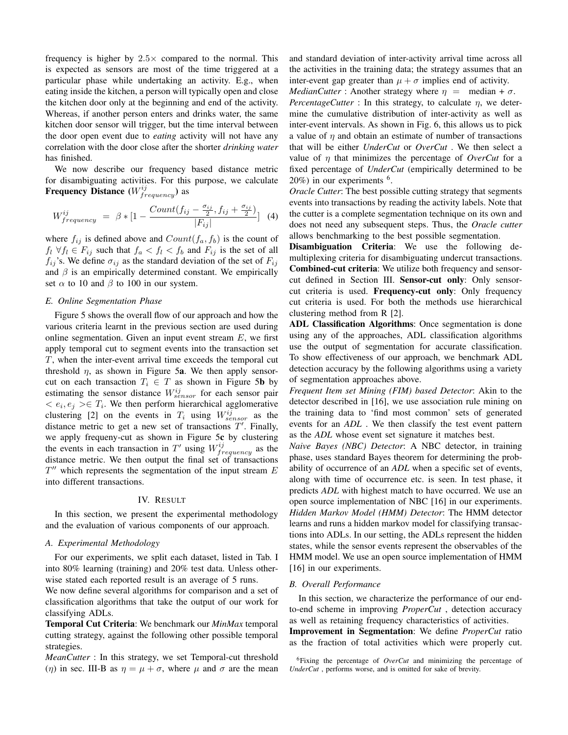frequency is higher by $2.5\times$ compared to the normal. This is expected as sensors are most of the time triggered at a particular phase while undertaking an activity. E.g., when eating inside the kitchen, a person will typically open and close the kitchen door only at the beginning and end of the activity. Whereas, if another person enters and drinks water, the same kitchen door sensor will trigger, but the time interval between the door open event due to *eating* activity will not have any correlation with the door close after the shorter *drinking water* has finished.

We now describe our frequency based distance metric for disambiguating activities. For this purpose, we calculate **Frequency Distance ($W^{ij}_{frequency}$)** as

$$W^{ij}_{frequency} = \beta * [1 - \frac{Count(f_{ij} - \frac{\sigma_{ij}}{2}, f_{ij} + \frac{\sigma_{ij}}{2})}{|F_{ij}|}] \quad (4)$$

where $f_{ij}$ is defined above and $Count(f_a, f_b)$ is the count of $f_l \; \forall f_l \in F_{ij}$ such that $f_a < f_l < f_b$ and $F_{ij}$ is the set of all $f_{ij}$'s. We define $\sigma_{ij}$ as the standard deviation of the set of $F_{ij}$ and $\beta$ is an empirically determined constant. We empirically set $\alpha$ to 10 and $\beta$ to 100 in our system.

### E. Online Segmentation Phase

Figure 5 shows the overall flow of our approach and how the various criteria learnt in the previous section are used during online segmentation. Given an input event stream $E$, we first apply temporal cut to segment events into the transaction set $T$, when the inter-event arrival time exceeds the temporal cut threshold $\eta$, as shown in Figure 5**a**. We then apply sensor-cut on each transaction $T_i \in T$ as shown in Figure 5**b** by estimating the sensor distance $W^{ij}_{sensor}$ for each sensor pair $< e_i, e_j > \in T_i$. We then perform hierarchical agglomerative clustering [2] on the events in $T_i$ using $W^{ij}_{sensor}$ as the distance metric to get a new set of transactions $T'$. Finally, we apply frequeny-cut as shown in Figure 5**c** by clustering the events in each transaction in $T'$ using $W^{ij}_{frequency}$ as the distance metric. We then output the final set of transactions $T''$ which represents the segmentation of the input stream $E$ into different transactions.

## IV. Result

In this section, we present the experimental methodology and the evaluation of various components of our approach.

### A. Experimental Methodology

For our experiments, we split each dataset, listed in Tab. I into 80% learning (training) and 20% test data. Unless otherwise stated each reported result is an average of 5 runs.

We now define several algorithms for comparison and a set of classification algorithms that take the output of our work for classifying ADLs.

**Temporal Cut Criteria**: We benchmark our *MinMax* temporal cutting strategy, against the following other possible temporal strategies.

*MeanCutter* : In this strategy, we set Temporal-cut threshold ($\eta$) in sec. III-B as $\eta = \mu + \sigma$, where $\mu$ and $\sigma$ are the mean and standard deviation of inter-activity arrival time across all the activities in the training data; the strategy assumes that an inter-event gap greater than $\mu + \sigma$ implies end of activity.

*MedianCutter* : Another strategy where $\eta$ = median + $\sigma$.

*PercentageCutter* : In this strategy, to calculate $\eta$, we determine the cumulative distribution of inter-activity as well as inter-event intervals. As shown in Fig. 6, this allows us to pick a value of $\eta$ and obtain an estimate of number of transactions that will be either *UnderCut* or *OverCut* . We then select a value of $\eta$ that minimizes the percentage of *OverCut* for a fixed percentage of *UnderCut* (empirically determined to be 20%) in our experiments [6].

*Oracle Cutter*: The best possible cutting strategy that segments events into transactions by reading the activity labels. Note that the cutter is a complete segmentation technique on its own and does not need any subsequent steps. Thus, the *Oracle cutter* allows benchmarking to the best possible segmentation.

**Disambiguation Criteria**: We use the following de-multiplexing criteria for disambiguating undercut transactions. **Combined-cut criteria**: We utilize both frequency and sensor-cut defined in Section III. **Sensor-cut only**: Only sensor-cut criteria is used. **Frequency-cut only**: Only frequency cut criteria is used. For both the methods use hierarchical clustering method from R [2].

**ADL Classification Algorithms**: Once segmentation is done using any of the approaches, ADL classification algorithms use the output of segmentation for accurate classification. To show effectiveness of our approach, we benchmark ADL detection accuracy by the following algorithms using a variety of segmentation approaches above.

*Frequent Item set Mining (FIM) based Detector*: Akin to the detector described in [16], we use association rule mining on the training data to 'find most common' sets of generated events for an *ADL* . We then classify the test event pattern as the *ADL* whose event set signature it matches best.

*Naive Bayes (NBC) Detector*: A NBC detector, in training phase, uses standard Bayes theorem for determining the probability of occurrence of an *ADL* when a specific set of events, along with time of occurrence etc. is seen. In test phase, it predicts *ADL* with highest match to have occurred. We use an open source implementation of NBC [16] in our experiments.

*Hidden Markov Model (HMM) Detector*: The HMM detector learns and runs a hidden markov model for classifying transactions into ADLs. In our setting, the ADLs represent the hidden states, while the sensor events represent the observables of the HMM model. We use an open source implementation of HMM [16] in our experiments.

### B. Overall Performance

In this section, we characterize the performance of our end-to-end scheme in improving *ProperCut* , detection accuracy as well as retaining frequency characteristics of activities.

**Improvement in Segmentation**: We define *ProperCut* ratio as the fraction of total activities which were properly cut.

[6] Fixing the percentage of *OverCut* and minimizing the percentage of *UnderCut* , performs worse, and is omitted for sake of brevity.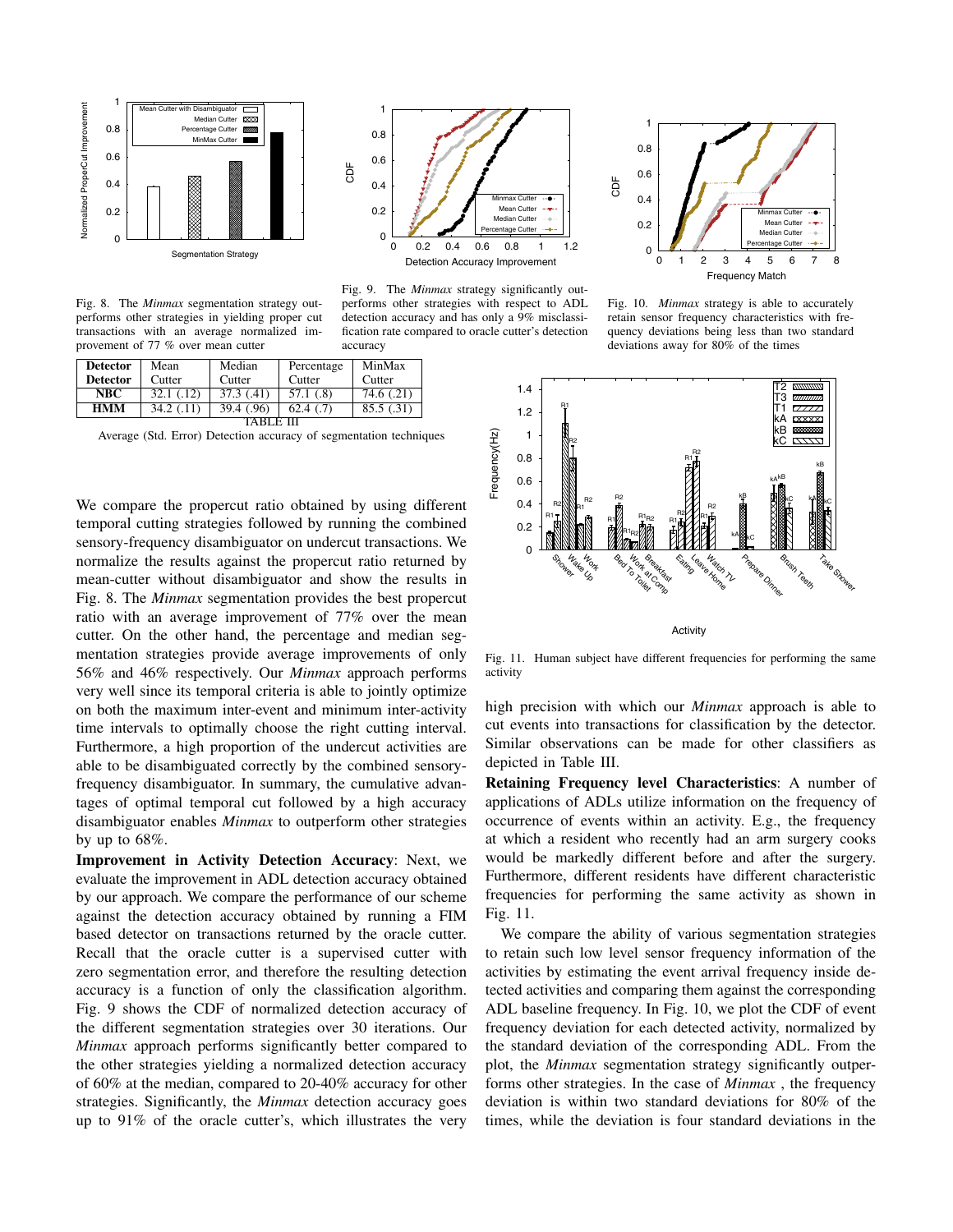Fig. 8. The *Minmax* segmentation strategy outperforms other strategies in yielding proper cut transactions with an average normalized improvement of 77 % over mean cutter

Fig. 9. The *Minmax* strategy significantly outperforms other strategies with respect to ADL detection accuracy and has only a 9% misclassification rate compared to oracle cutter's detection accuracy

Fig. 10. *Minmax* strategy is able to accurately retain sensor frequency characteristics with frequency deviations being less than two standard deviations away for 80% of the times

| Detector Detector | Mean Cutter | Median Cutter | Percentage Cutter | MinMax Cutter |
|---|---|---|---|---|
| **NBC** | 32.1 (.12) | 37.3 (.41) | 57.1 (.8) | 74.6 (.21) |
| **HMM** | 34.2 (.11) | 39.4 (.96) | 62.4 (.7) | 85.5 (.31) |

TABLE III

Average (Std. Error) Detection accuracy of segmentation techniques

We compare the propercut ratio obtained by using different temporal cutting strategies followed by running the combined sensory-frequency disambiguator on undercut transactions. We normalize the results against the propercut ratio returned by mean-cutter without disambiguator and show the results in Fig. 8. The *Minmax* segmentation provides the best propercut ratio with an average improvement of 77% over the mean cutter. On the other hand, the percentage and median segmentation strategies provide average improvements of only 56% and 46% respectively. Our *Minmax* approach performs very well since its temporal criteria is able to jointly optimize on both the maximum inter-event and minimum inter-activity time intervals to optimally choose the right cutting interval. Furthermore, a high proportion of the undercut activities are able to be disambiguated correctly by the combined sensory-frequency disambiguator. In summary, the cumulative advantages of optimal temporal cut followed by a high accuracy disambiguator enables *Minmax* to outperform other strategies by up to 68%.

**Improvement in Activity Detection Accuracy**: Next, we evaluate the improvement in ADL detection accuracy obtained by our approach. We compare the performance of our scheme against the detection accuracy obtained by running a FIM based detector on transactions returned by the oracle cutter. Recall that the oracle cutter is a supervised cutter with zero segmentation error, and therefore the resulting detection accuracy is a function of only the classification algorithm. Fig. 9 shows the CDF of normalized detection accuracy of the different segmentation strategies over 30 iterations. Our *Minmax* approach performs significantly better compared to the other strategies yielding a normalized detection accuracy of 60% at the median, compared to 20-40% accuracy for other strategies. Significantly, the *Minmax* detection accuracy goes up to 91% of the oracle cutter's, which illustrates the very high precision with which our *Minmax* approach is able to cut events into transactions for classification by the detector. Similar observations can be made for other classifiers as depicted in Table III.

Fig. 11. Human subject have different frequencies for performing the same activity

**Retaining Frequency level Characteristics**: A number of applications of ADLs utilize information on the frequency of occurrence of events within an activity. E.g., the frequency at which a resident who recently had an arm surgery cooks would be markedly different before and after the surgery. Furthermore, different residents have different characteristic frequencies for performing the same activity as shown in Fig. 11.

We compare the ability of various segmentation strategies to retain such low level sensor frequency information of the activities by estimating the event arrival frequency inside detected activities and comparing them against the corresponding ADL baseline frequency. In Fig. 10, we plot the CDF of event frequency deviation for each detected activity, normalized by the standard deviation of the corresponding ADL. From the plot, the *Minmax* segmentation strategy significantly outperforms other strategies. In the case of *Minmax* , the frequency deviation is within two standard deviations for 80% of the times, while the deviation is four standard deviations in the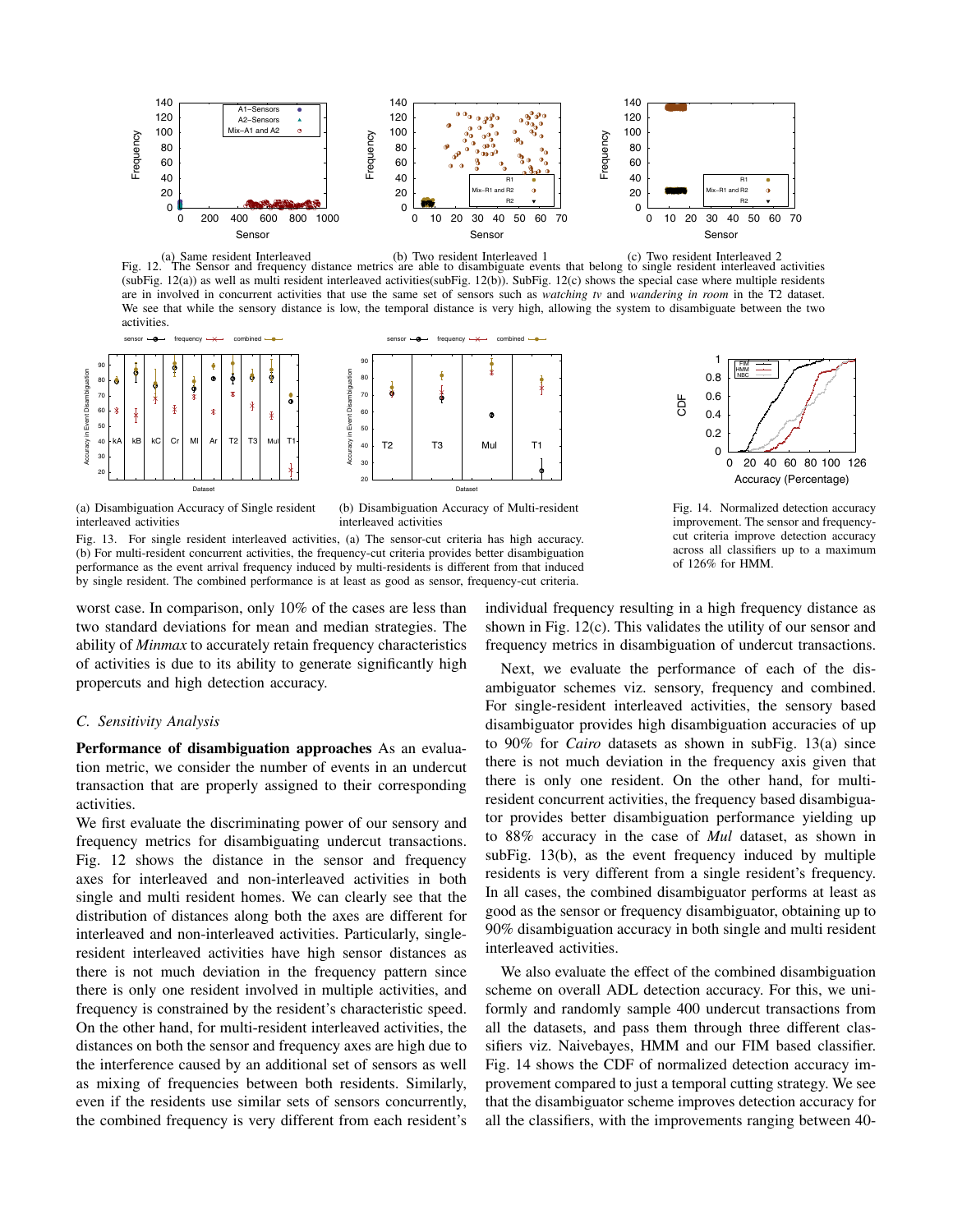(a) Same resident Interleaved (b) Two resident Interleaved 1 (c) Two resident Interleaved 2

Fig. 12. The Sensor and frequency distance metrics are able to disambiguate events that belong to single resident interleaved activities (subFig. 12(a)) as well as multi resident interleaved activities(subFig. 12(b)). SubFig. 12(c) shows the special case where multiple residents are in involved in concurrent activities that use the same set of sensors such as *watching tv* and *wandering in room* in the T2 dataset. We see that while the sensory distance is low, the temporal distance is very high, allowing the system to disambiguate between the two activities.

(a) Disambiguation Accuracy of Single resident interleaved activities

(b) Disambiguation Accuracy of Multi-resident interleaved activities

Fig. 13. For single resident interleaved activities, (a) The sensor-cut criteria has high accuracy. (b) For multi-resident concurrent activities, the frequency-cut criteria provides better disambiguation performance as the event arrival frequency induced by multi-residents is different from that induced by single resident. The combined performance is at least as good as sensor, frequency-cut criteria.

Fig. 14. Normalized detection accuracy improvement. The sensor and frequency-cut criteria improve detection accuracy across all classifiers up to a maximum of 126% for HMM.

worst case. In comparison, only 10% of the cases are less than two standard deviations for mean and median strategies. The ability of *Minmax* to accurately retain frequency characteristics of activities is due to its ability to generate significantly high propercuts and high detection accuracy.

### C. Sensitivity Analysis

**Performance of disambiguation approaches** As an evaluation metric, we consider the number of events in an undercut transaction that are properly assigned to their corresponding activities.

We first evaluate the discriminating power of our sensory and frequency metrics for disambiguating undercut transactions. Fig. 12 shows the distance in the sensor and frequency axes for interleaved and non-interleaved activities in both single and multi resident homes. We can clearly see that the distribution of distances along both the axes are different for interleaved and non-interleaved activities. Particularly, single-resident interleaved activities have high sensor distances as there is not much deviation in the frequency pattern since there is only one resident involved in multiple activities, and frequency is constrained by the resident's characteristic speed. On the other hand, for multi-resident interleaved activities, the distances on both the sensor and frequency axes are high due to the interference caused by an additional set of sensors as well as mixing of frequencies between both residents. Similarly, even if the residents use similar sets of sensors concurrently, the combined frequency is very different from each resident's individual frequency resulting in a high frequency distance as shown in Fig. 12(c). This validates the utility of our sensor and frequency metrics in disambiguation of undercut transactions.

Next, we evaluate the performance of each of the disambiguator schemes viz. sensory, frequency and combined. For single-resident interleaved activities, the sensory based disambiguator provides high disambiguation accuracies of up to 90% for *Cairo* datasets as shown in subFig. 13(a) since there is not much deviation in the frequency axis given that there is only one resident. On the other hand, for multi-resident concurrent activities, the frequency based disambiguator provides better disambiguation performance yielding up to 88% accuracy in the case of *Mul* dataset, as shown in subFig. 13(b), as the event frequency induced by multiple residents is very different from a single resident's frequency. In all cases, the combined disambiguator performs at least as good as the sensor or frequency disambiguator, obtaining up to 90% disambiguation accuracy in both single and multi resident interleaved activities.

We also evaluate the effect of the combined disambiguation scheme on overall ADL detection accuracy. For this, we uniformly and randomly sample 400 undercut transactions from all the datasets, and pass them through three different classifiers viz. Naivebayes, HMM and our FIM based classifier. Fig. 14 shows the CDF of normalized detection accuracy improvement compared to just a temporal cutting strategy. We see that the disambiguator scheme improves detection accuracy for all the classifiers, with the improvements ranging between 40-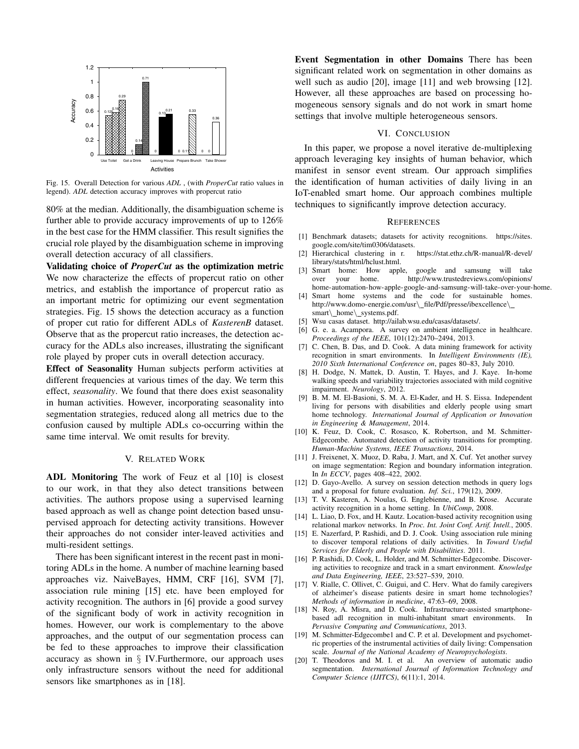1.2
1
0.8
0.6
0.4
0.2
0
Accuracy
0.12
0.16
0.29
0
0.16
0.71
0
0.18
0.21
0
0.11
0.33
0
0
0.36
Use Toilet
Get a Drink
Leaving House
Prepare Brunch
Take Shower
Activities

Fig. 15. Overall Detection for various *ADL* , (with *ProperCut* ratio values in legend). *ADL* detection accuracy improves with propercut ratio

80% at the median. Additionally, the disambiguation scheme is further able to provide accuracy improvements of up to 126% in the best case for the HMM classifier. This result signifies the crucial role played by the disambiguation scheme in improving overall detection accuracy of all classifiers.

**Validating choice of *ProperCut* as the optimization metric** We now characterize the effects of propercut ratio on other metrics, and establish the importance of propercut ratio as an important metric for optimizing our event segmentation strategies. Fig. 15 shows the detection accuracy as a function of proper cut ratio for different ADLs of *KasterenB* dataset. Observe that as the propercut ratio increases, the detection accuracy for the ADLs also increases, illustrating the significant role played by proper cuts in overall detection accuracy.

**Effect of Seasonality** Human subjects perform activities at different frequencies at various times of the day. We term this effect, *seasonality*. We found that there does exist seasonality in human activities. However, incorporating seasonality into segmentation strategies, reduced along all metrics due to the confusion caused by multiple ADLs co-occurring within the same time interval. We omit results for brevity.

## V. Related Work

**ADL Monitoring** The work of Feuz et al [10] is closest to our work, in that they also detect transitions between activities. The authors propose using a supervised learning based approach as well as change point detection based unsupervised approach for detecting activity transitions. However their approaches do not consider inter-leaved activities and multi-resident settings.

There has been significant interest in the recent past in monitoring ADLs in the home. A number of machine learning based approaches viz. NaiveBayes, HMM, CRF [16], SVM [7], association rule mining [15] etc. have been employed for activity recognition. The authors in [6] provide a good survey of the significant body of work in activity recognition in homes. However, our work is complementary to the above approaches, and the output of our segmentation process can be fed to these approaches to improve their classification accuracy as shown in § IV.Furthermore, our approach uses only infrastructure sensors without the need for additional sensors like smartphones as in [18].

**Event Segmentation in other Domains** There has been significant related work on segmentation in other domains as well such as audio [20], image [11] and web browsing [12]. However, all these approaches are based on processing homogeneous sensory signals and do not work in smart home settings that involve multiple heterogeneous sensors.

## VI. Conclusion

In this paper, we propose a novel iterative de-multiplexing approach leveraging key insights of human behavior, which manifest in sensor event stream. Our approach simplifies the identification of human activities of daily living in an IoT-enabled smart home. Our approach combines multiple techniques to significantly improve detection accuracy.

## References

[1] Benchmark datasets; datasets for activity recognitions. https://sites.google.com/site/tim0306/datasets.

[2] Hierarchical clustering in r. https://stat.ethz.ch/R-manual/R-devel/library/stats/html/hclust.html.

[3] Smart home: How apple, google and samsung will take over your home. http://www.trustedreviews.com/opinions/home-automation-how-apple-google-and-samsung-will-take-over-your-home.

[4] Smart home systems and the code for sustainable homes. http://www.domo-energie.com/usr\_file/Pdf/presse/ibexcellence\_smart\_home\_systems.pdf.

[5] Wsu casas dataset. http://ailab.wsu.edu/casas/datasets/.

[6] G. e. a. Acampora. A survey on ambient intelligence in healthcare. *Proceedings of the IEEE*, 101(12):2470–2494, 2013.

[7] C. Chen, B. Das, and D. Cook. A data mining framework for activity recognition in smart environments. In *Intelligent Environments (IE), 2010 Sixth International Conference on*, pages 80–83, July 2010.

[8] H. Dodge, N. Mattek, D. Austin, T. Hayes, and J. Kaye. In-home walking speeds and variability trajectories associated with mild cognitive impairment. *Neurology*, 2012.

[9] B. M. M. El-Basioni, S. M. A. El-Kader, and H. S. Eissa. Independent living for persons with disabilities and elderly people using smart home technology. *International Journal of Application or Innovation in Engineering & Management*, 2014.

[10] K. Feuz, D. Cook, C. Rosasco, K. Robertson, and M. Schmitter-Edgecombe. Automated detection of activity transitions for prompting. *Human-Machine Systems, IEEE Transactions*, 2014.

[11] J. Freixenet, X. Muoz, D. Raba, J. Mart, and X. Cuf. Yet another survey on image segmentation: Region and boundary information integration. In *In ECCV*, pages 408–422, 2002.

[12] D. Gayo-Avello. A survey on session detection methods in query logs and a proposal for future evaluation. *Inf. Sci.*, 179(12), 2009.

[13] T. V. Kasteren, A. Noulas, G. Englebienne, and B. Krose. Accurate activity recognition in a home setting. In *UbiComp*, 2008.

[14] L. Liao, D. Fox, and H. Kautz. Location-based activity recognition using relational markov networks. In *Proc. Int. Joint Conf. Artif. Intell.*, 2005.

[15] E. Nazerfard, P. Rashidi, and D. J. Cook. Using association rule mining to discover temporal relations of daily activities. In *Toward Useful Services for Elderly and People with Disabilities*. 2011.

[16] P. Rashidi, D. Cook, L. Holder, and M. Schmitter-Edgecombe. Discovering activities to recognize and track in a smart environment. *Knowledge and Data Engineering, IEEE*, 23:527–539, 2010.

[17] V. Rialle, C. Ollivet, C. Guigui, and C. Herv. What do family caregivers of alzheimer's disease patients desire in smart home technologies? *Methods of information in medicine*, 47:63–69, 2008.

[18] N. Roy, A. Misra, and D. Cook. Infrastructure-assisted smartphone-based adl recognition in multi-inhabitant smart environments. In *Pervasive Computing and Communications*, 2013.

[19] M. Schmitter-Edgecombe1 and C. P. et al. Development and psychometric properties of the instrumental activities of daily living: Compensation scale. *Journal of the National Academy of Neuropsychologists*.

[20] T. Theodoros and M. I. et al. An overview of automatic audio segmentation. *International Journal of Information Technology and Computer Science (IJITCS)*, 6(11):1, 2014.